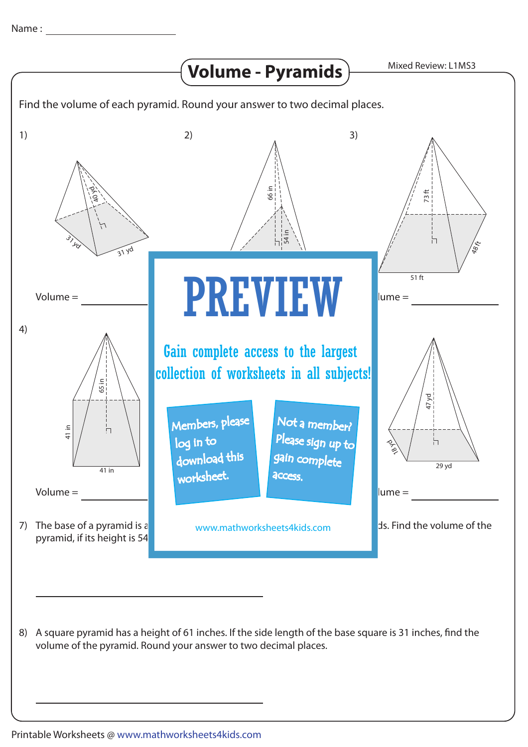Name : ____________________

# Volume - Pyramids

Mixed Review: L1MS3

Find the volume of each pyramid. Round your answer to two decimal places.

1) 40 yd; 31 yd; 31 yd

Volume = ____________

2) 66 in; 54 in

3) 73 ft; 48 ft; 51 ft

Volume = ____________

4) 65 in; 41 in; 41 in

Volume = ____________

6) 47 yd; 18 yd; 29 yd

Volume = ____________

**PREVIEW**

Gain complete access to the largest collection of worksheets in all subjects!

Members, please log in to download this worksheet.

Not a member? Please sign up to gain complete access.

www.mathworksheets4kids.com

7) The base of a pyramid is a ... ds. Find the volume of the pyramid, if its height is 54 ...

____________________

8) A square pyramid has a height of 61 inches. If the side length of the base square is 31 inches, find the volume of the pyramid. Round your answer to two decimal places.

____________________

Printable Worksheets @ www.mathworksheets4kids.com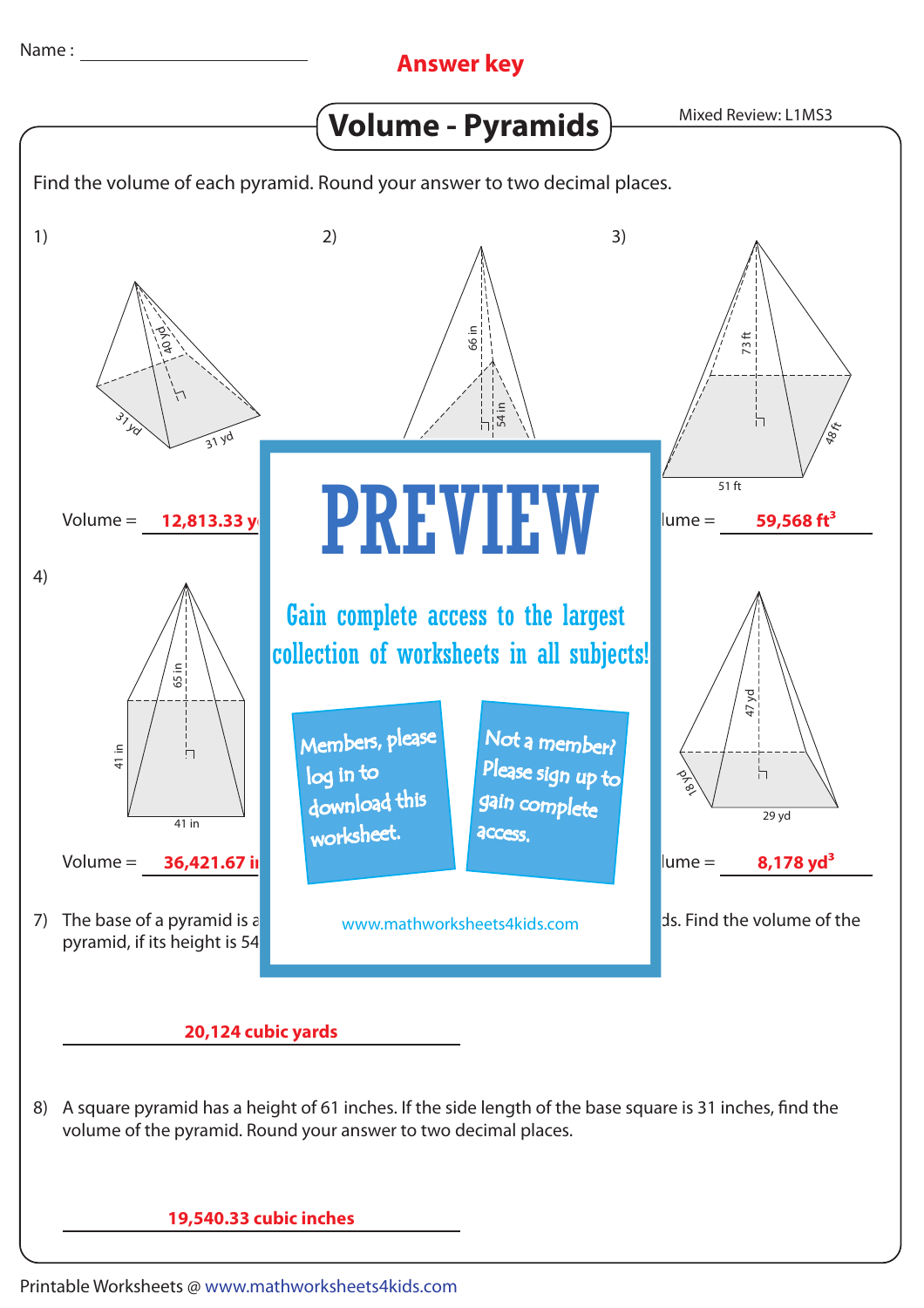Name : ____________________

**Answer key**

# Volume - Pyramids

Mixed Review: L1MS3

Find the volume of each pyramid. Round your answer to two decimal places.

1)

40 yd

31 yd

31 yd

Volume = **12,813.33 y**

2)

66 in

54 in

3)

73 ft

48 ft

51 ft

**lume = 59,568 ft$^3$**

4)

65 in

41 in

41 in

Volume = **36,421.67 i**

47 yd

18 yd

29 yd

**lume = 8,178 yd$^3$**

PREVIEW

Gain complete access to the largest collection of worksheets in all subjects!

Members, please log in to download this worksheet.

Not a member? Please sign up to gain complete access.

www.mathworksheets4kids.com

7) The base of a pyramid is a ... ds. Find the volume of the pyramid, if its height is 54

**20,124 cubic yards**

8) A square pyramid has a height of 61 inches. If the side length of the base square is 31 inches, find the volume of the pyramid. Round your answer to two decimal places.

**19,540.33 cubic inches**

Printable Worksheets @ www.mathworksheets4kids.com